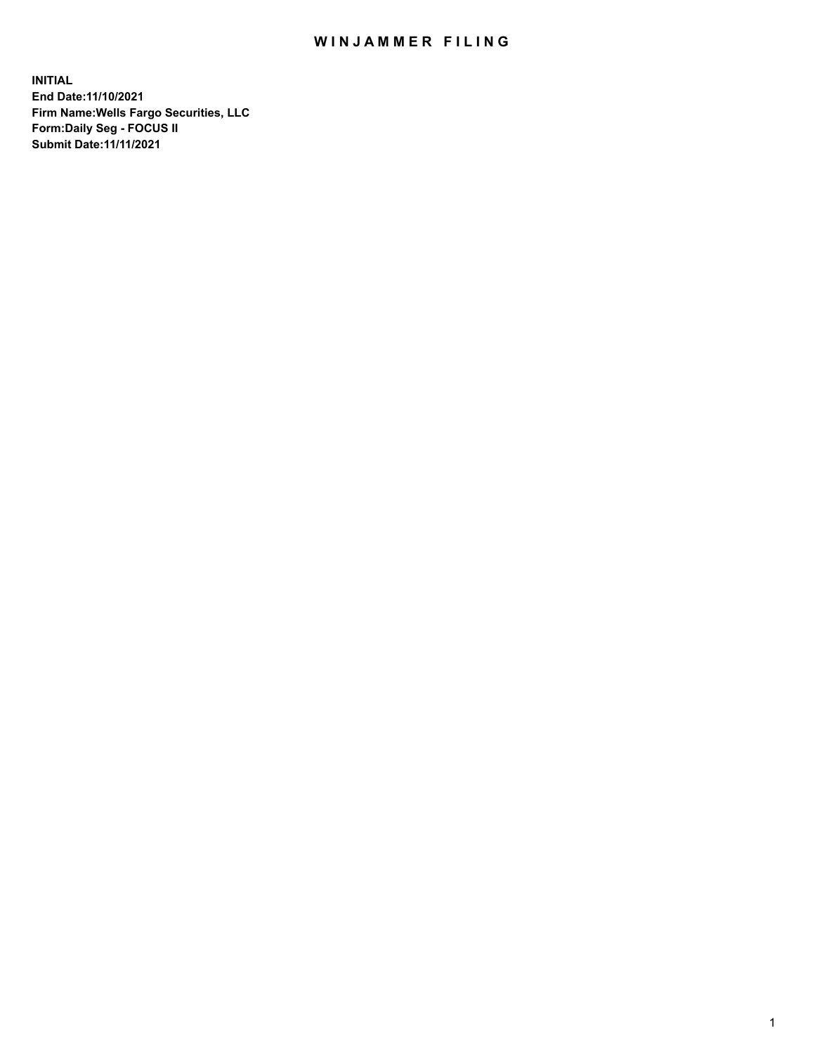# WINJAMMER FILING

**INITIAL**
**End Date:11/10/2021**
**Firm Name:Wells Fargo Securities, LLC**
**Form:Daily Seg - FOCUS II**
**Submit Date:11/11/2021**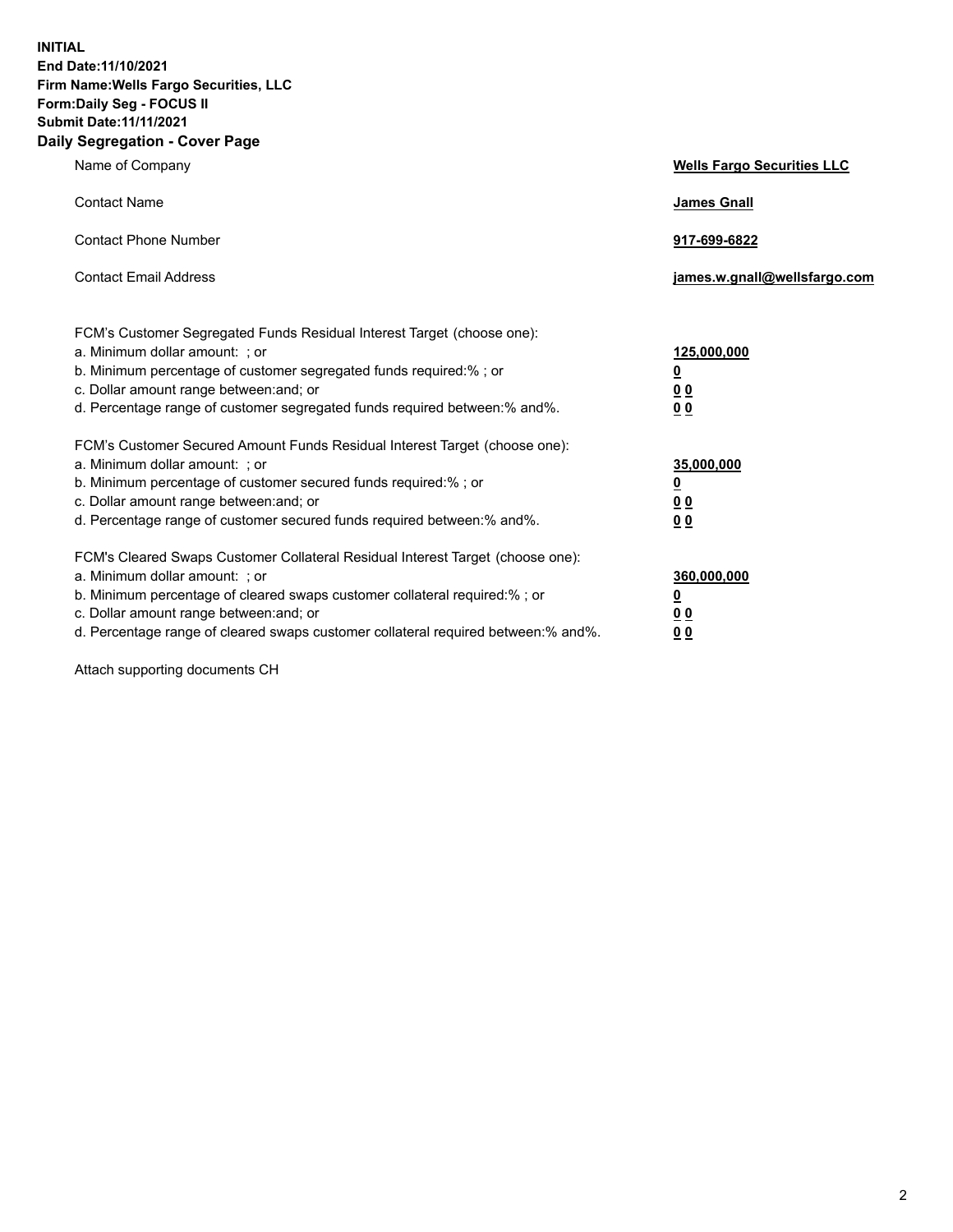**INITIAL**
**End Date:11/10/2021**
**Firm Name:Wells Fargo Securities, LLC**
**Form:Daily Seg - FOCUS II**
**Submit Date:11/11/2021**

## Daily Segregation - Cover Page

| | |
|---|---|
| Name of Company | **Wells Fargo Securities LLC** |
| Contact Name | **James Gnall** |
| Contact Phone Number | **917-699-6822** |
| Contact Email Address | **james.w.gnall@wellsfargo.com** |

| | |
|---|---|
| FCM's Customer Segregated Funds Residual Interest Target (choose one): | |
| a. Minimum dollar amount: ; or | **125,000,000** |
| b. Minimum percentage of customer segregated funds required:% ; or | **0** |
| c. Dollar amount range between:and; or | **0 0** |
| d. Percentage range of customer segregated funds required between:% and%. | **0 0** |
| FCM's Customer Secured Amount Funds Residual Interest Target (choose one): | |
| a. Minimum dollar amount: ; or | **35,000,000** |
| b. Minimum percentage of customer secured funds required:% ; or | **0** |
| c. Dollar amount range between:and; or | **0 0** |
| d. Percentage range of customer secured funds required between:% and%. | **0 0** |
| FCM's Cleared Swaps Customer Collateral Residual Interest Target (choose one): | |
| a. Minimum dollar amount: ; or | **360,000,000** |
| b. Minimum percentage of cleared swaps customer collateral required:% ; or | **0** |
| c. Dollar amount range between:and; or | **0 0** |
| d. Percentage range of cleared swaps customer collateral required between:% and%. | **0 0** |

Attach supporting documents CH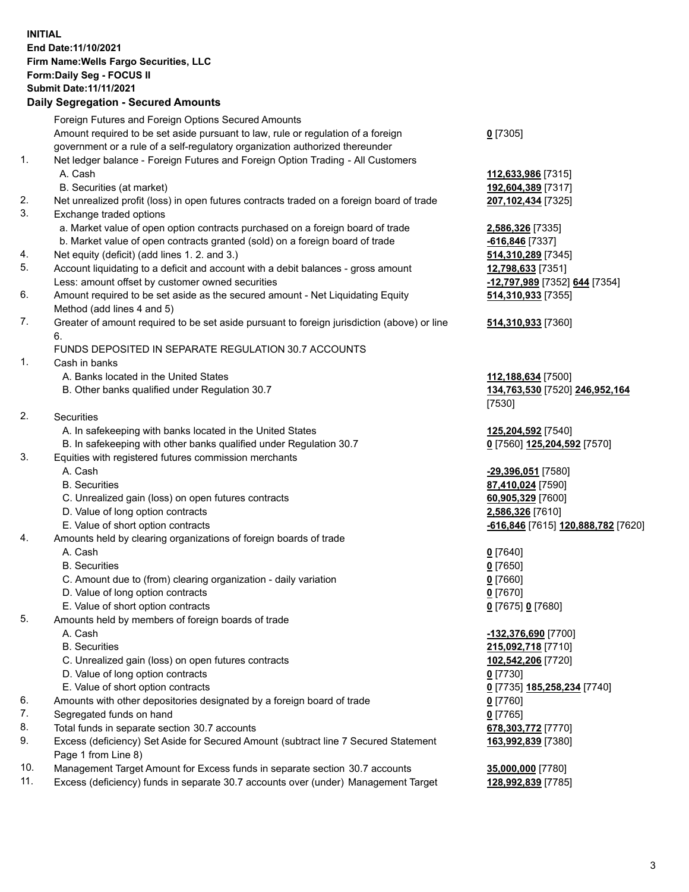**INITIAL**
**End Date:11/10/2021**
**Firm Name:Wells Fargo Securities, LLC**
**Form:Daily Seg - FOCUS II**
**Submit Date:11/11/2021**

## Daily Segregation - Secured Amounts

| | | |
|---|---|---|
| | Foreign Futures and Foreign Options Secured Amounts | |
| | Amount required to be set aside pursuant to law, rule or regulation of a foreign government or a rule of a self-regulatory organization authorized thereunder | **0** [7305] |
| 1. | Net ledger balance - Foreign Futures and Foreign Option Trading - All Customers | |
| | A. Cash | **112,633,986** [7315] |
| | B. Securities (at market) | **192,604,389** [7317] |
| 2. | Net unrealized profit (loss) in open futures contracts traded on a foreign board of trade | **207,102,434** [7325] |
| 3. | Exchange traded options | |
| | a. Market value of open option contracts purchased on a foreign board of trade | **2,586,326** [7335] |
| | b. Market value of open contracts granted (sold) on a foreign board of trade | **-616,846** [7337] |
| 4. | Net equity (deficit) (add lines 1. 2. and 3.) | **514,310,289** [7345] |
| 5. | Account liquidating to a deficit and account with a debit balances - gross amount | **12,798,633** [7351] |
| | Less: amount offset by customer owned securities | **-12,797,989** [7352] **644** [7354] |
| 6. | Amount required to be set aside as the secured amount - Net Liquidating Equity Method (add lines 4 and 5) | **514,310,933** [7355] |
| 7. | Greater of amount required to be set aside pursuant to foreign jurisdiction (above) or line 6. | **514,310,933** [7360] |
| | FUNDS DEPOSITED IN SEPARATE REGULATION 30.7 ACCOUNTS | |
| 1. | Cash in banks | |
| | A. Banks located in the United States | **112,188,634** [7500] |
| | B. Other banks qualified under Regulation 30.7 | **134,763,530** [7520] **246,952,164** [7530] |
| 2. | Securities | |
| | A. In safekeeping with banks located in the United States | **125,204,592** [7540] |
| | B. In safekeeping with other banks qualified under Regulation 30.7 | **0** [7560] **125,204,592** [7570] |
| 3. | Equities with registered futures commission merchants | |
| | A. Cash | **-29,396,051** [7580] |
| | B. Securities | **87,410,024** [7590] |
| | C. Unrealized gain (loss) on open futures contracts | **60,905,329** [7600] |
| | D. Value of long option contracts | **2,586,326** [7610] |
| | E. Value of short option contracts | **-616,846** [7615] **120,888,782** [7620] |
| 4. | Amounts held by clearing organizations of foreign boards of trade | |
| | A. Cash | **0** [7640] |
| | B. Securities | **0** [7650] |
| | C. Amount due to (from) clearing organization - daily variation | **0** [7660] |
| | D. Value of long option contracts | **0** [7670] |
| | E. Value of short option contracts | **0** [7675] **0** [7680] |
| 5. | Amounts held by members of foreign boards of trade | |
| | A. Cash | **-132,376,690** [7700] |
| | B. Securities | **215,092,718** [7710] |
| | C. Unrealized gain (loss) on open futures contracts | **102,542,206** [7720] |
| | D. Value of long option contracts | **0** [7730] |
| | E. Value of short option contracts | **0** [7735] **185,258,234** [7740] |
| 6. | Amounts with other depositories designated by a foreign board of trade | **0** [7760] |
| 7. | Segregated funds on hand | **0** [7765] |
| 8. | Total funds in separate section 30.7 accounts | **678,303,772** [7770] |
| 9. | Excess (deficiency) Set Aside for Secured Amount (subtract line 7 Secured Statement Page 1 from Line 8) | **163,992,839** [7380] |
| 10. | Management Target Amount for Excess funds in separate section 30.7 accounts | **35,000,000** [7780] |
| 11. | Excess (deficiency) funds in separate 30.7 accounts over (under) Management Target | **128,992,839** [7785] |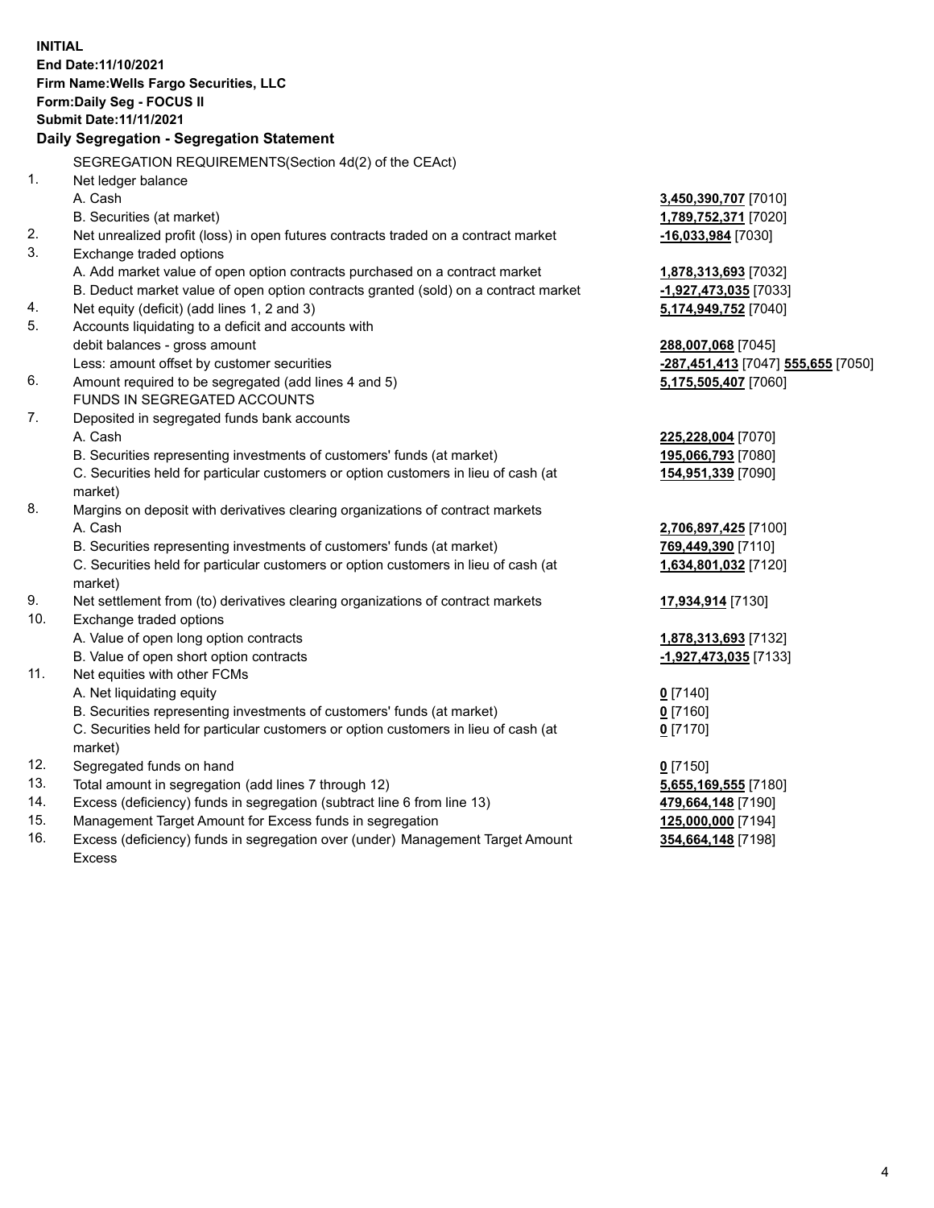**INITIAL**
**End Date:11/10/2021**
**Firm Name:Wells Fargo Securities, LLC**
**Form:Daily Seg - FOCUS II**
**Submit Date:11/11/2021**

## Daily Segregation - Segregation Statement

| | | |
|---|---|---|
| | SEGREGATION REQUIREMENTS(Section 4d(2) of the CEAct) | |
| 1. | Net ledger balance | |
| | A. Cash | **3,450,390,707** [7010] |
| | B. Securities (at market) | **1,789,752,371** [7020] |
| 2. | Net unrealized profit (loss) in open futures contracts traded on a contract market | **-16,033,984** [7030] |
| 3. | Exchange traded options | |
| | A. Add market value of open option contracts purchased on a contract market | **1,878,313,693** [7032] |
| | B. Deduct market value of open option contracts granted (sold) on a contract market | **-1,927,473,035** [7033] |
| 4. | Net equity (deficit) (add lines 1, 2 and 3) | **5,174,949,752** [7040] |
| 5. | Accounts liquidating to a deficit and accounts with debit balances - gross amount | **288,007,068** [7045] |
| | Less: amount offset by customer securities | **-287,451,413** [7047] **555,655** [7050] |
| 6. | Amount required to be segregated (add lines 4 and 5) | **5,175,505,407** [7060] |
| | FUNDS IN SEGREGATED ACCOUNTS | |
| 7. | Deposited in segregated funds bank accounts | |
| | A. Cash | **225,228,004** [7070] |
| | B. Securities representing investments of customers' funds (at market) | **195,066,793** [7080] |
| | C. Securities held for particular customers or option customers in lieu of cash (at market) | **154,951,339** [7090] |
| 8. | Margins on deposit with derivatives clearing organizations of contract markets | |
| | A. Cash | **2,706,897,425** [7100] |
| | B. Securities representing investments of customers' funds (at market) | **769,449,390** [7110] |
| | C. Securities held for particular customers or option customers in lieu of cash (at market) | **1,634,801,032** [7120] |
| 9. | Net settlement from (to) derivatives clearing organizations of contract markets | **17,934,914** [7130] |
| 10. | Exchange traded options | |
| | A. Value of open long option contracts | **1,878,313,693** [7132] |
| | B. Value of open short option contracts | **-1,927,473,035** [7133] |
| 11. | Net equities with other FCMs | |
| | A. Net liquidating equity | **0** [7140] |
| | B. Securities representing investments of customers' funds (at market) | **0** [7160] |
| | C. Securities held for particular customers or option customers in lieu of cash (at market) | **0** [7170] |
| 12. | Segregated funds on hand | **0** [7150] |
| 13. | Total amount in segregation (add lines 7 through 12) | **5,655,169,555** [7180] |
| 14. | Excess (deficiency) funds in segregation (subtract line 6 from line 13) | **479,664,148** [7190] |
| 15. | Management Target Amount for Excess funds in segregation | **125,000,000** [7194] |
| 16. | Excess (deficiency) funds in segregation over (under) Management Target Amount Excess | **354,664,148** [7198] |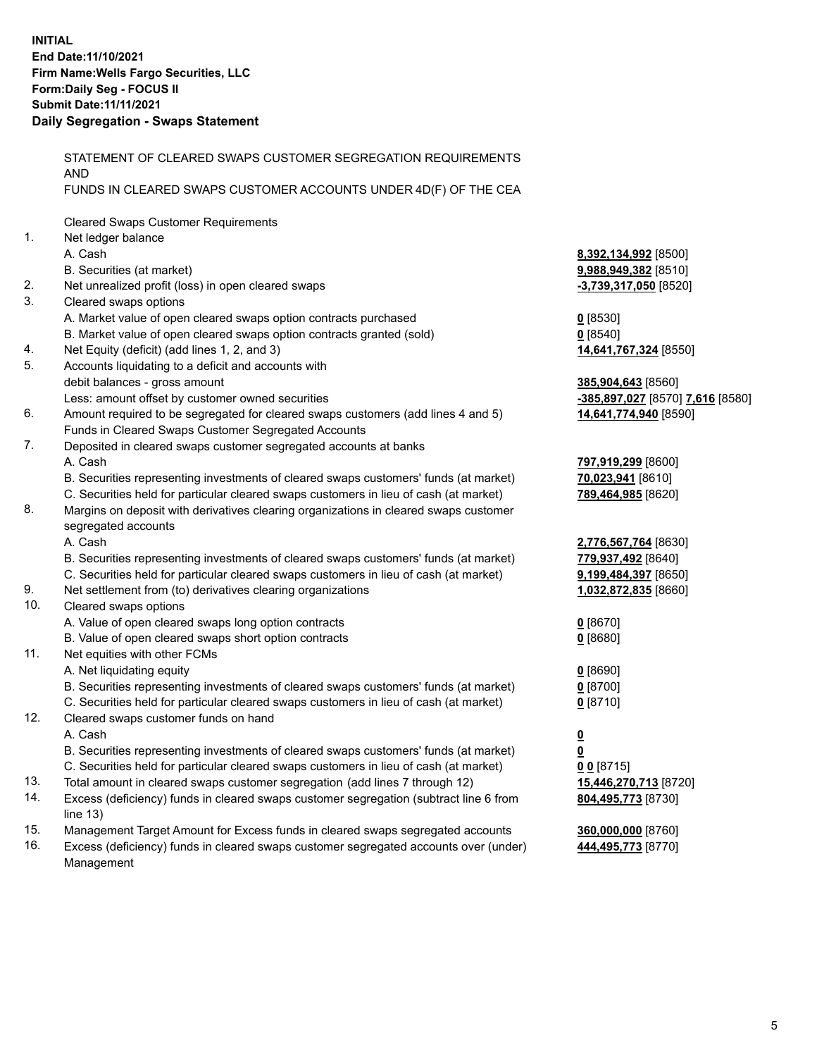**INITIAL**
**End Date:11/10/2021**
**Firm Name:Wells Fargo Securities, LLC**
**Form:Daily Seg - FOCUS II**
**Submit Date:11/11/2021**
**Daily Segregation - Swaps Statement**

STATEMENT OF CLEARED SWAPS CUSTOMER SEGREGATION REQUIREMENTS AND FUNDS IN CLEARED SWAPS CUSTOMER ACCOUNTS UNDER 4D(F) OF THE CEA

| | | |
|---|---|---|
| | Cleared Swaps Customer Requirements | |
| 1. | Net ledger balance | |
| | A. Cash | **8,392,134,992** [8500] |
| | B. Securities (at market) | **9,988,949,382** [8510] |
| 2. | Net unrealized profit (loss) in open cleared swaps | **-3,739,317,050** [8520] |
| 3. | Cleared swaps options | |
| | A. Market value of open cleared swaps option contracts purchased | **0** [8530] |
| | B. Market value of open cleared swaps option contracts granted (sold) | **0** [8540] |
| 4. | Net Equity (deficit) (add lines 1, 2, and 3) | **14,641,767,324** [8550] |
| 5. | Accounts liquidating to a deficit and accounts with debit balances - gross amount | **385,904,643** [8560] |
| | Less: amount offset by customer owned securities | **-385,897,027** [8570] **7,616** [8580] |
| 6. | Amount required to be segregated for cleared swaps customers (add lines 4 and 5) | **14,641,774,940** [8590] |
| | Funds in Cleared Swaps Customer Segregated Accounts | |
| 7. | Deposited in cleared swaps customer segregated accounts at banks | |
| | A. Cash | **797,919,299** [8600] |
| | B. Securities representing investments of cleared swaps customers' funds (at market) | **70,023,941** [8610] |
| | C. Securities held for particular cleared swaps customers in lieu of cash (at market) | **789,464,985** [8620] |
| 8. | Margins on deposit with derivatives clearing organizations in cleared swaps customer segregated accounts | |
| | A. Cash | **2,776,567,764** [8630] |
| | B. Securities representing investments of cleared swaps customers' funds (at market) | **779,937,492** [8640] |
| | C. Securities held for particular cleared swaps customers in lieu of cash (at market) | **9,199,484,397** [8650] |
| 9. | Net settlement from (to) derivatives clearing organizations | **1,032,872,835** [8660] |
| 10. | Cleared swaps options | |
| | A. Value of open cleared swaps long option contracts | **0** [8670] |
| | B. Value of open cleared swaps short option contracts | **0** [8680] |
| 11. | Net equities with other FCMs | |
| | A. Net liquidating equity | **0** [8690] |
| | B. Securities representing investments of cleared swaps customers' funds (at market) | **0** [8700] |
| | C. Securities held for particular cleared swaps customers in lieu of cash (at market) | **0** [8710] |
| 12. | Cleared swaps customer funds on hand | |
| | A. Cash | **0** |
| | B. Securities representing investments of cleared swaps customers' funds (at market) | **0** |
| | C. Securities held for particular cleared swaps customers in lieu of cash (at market) | **0** **0** [8715] |
| 13. | Total amount in cleared swaps customer segregation (add lines 7 through 12) | **15,446,270,713** [8720] |
| 14. | Excess (deficiency) funds in cleared swaps customer segregation (subtract line 6 from line 13) | **804,495,773** [8730] |
| 15. | Management Target Amount for Excess funds in cleared swaps segregated accounts | **360,000,000** [8760] |
| 16. | Excess (deficiency) funds in cleared swaps customer segregated accounts over (under) Management | **444,495,773** [8770] |